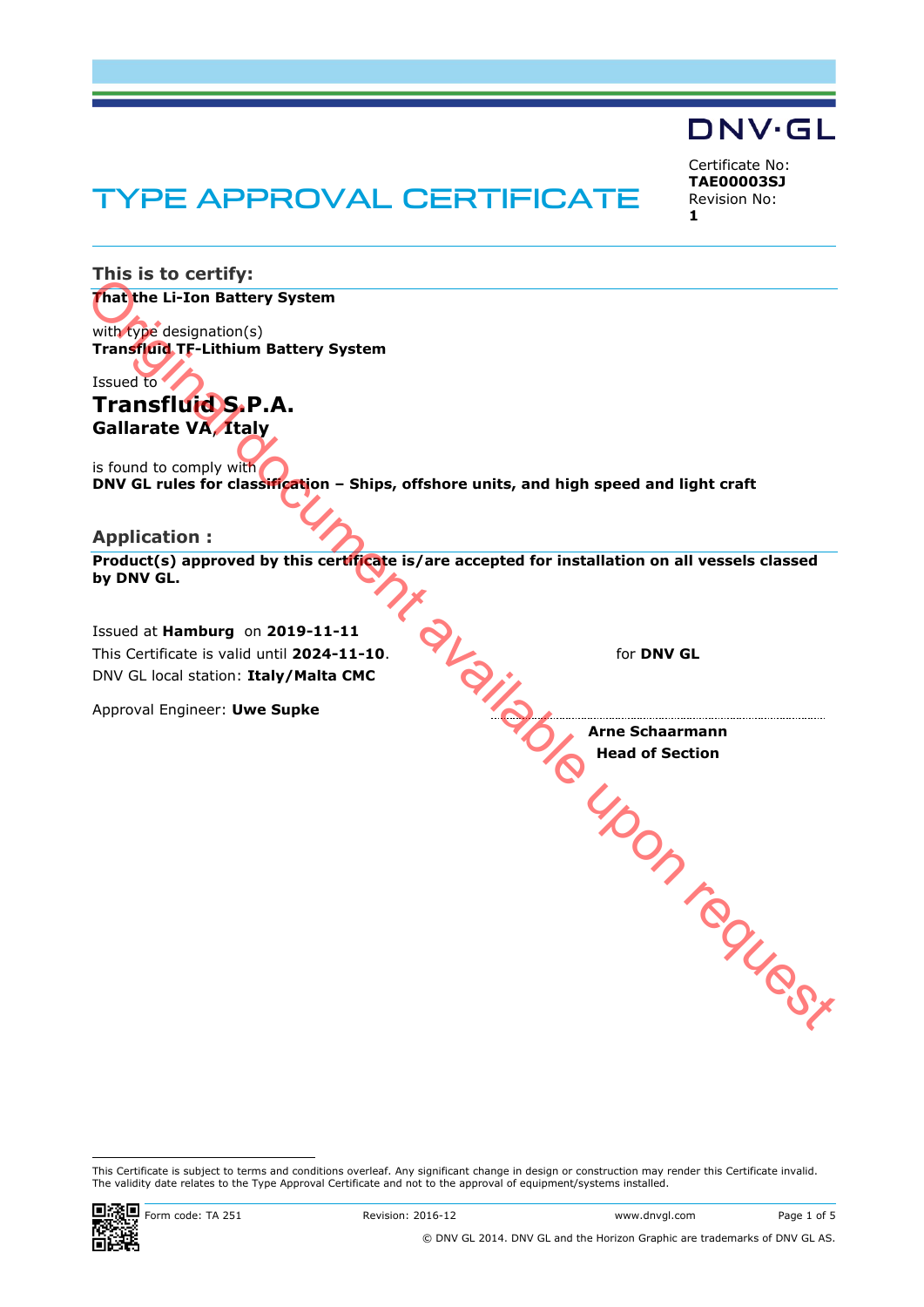DNV·GL

# TYPE APPROVAL CERTIFICATE

Certificate No:
**TAE00003SJ**
Revision No:
**1**

## This is to certify:

**That the Li-Ion Battery System**

with type designation(s)
**Transfluid TF-Lithium Battery System**

Issued to
**Transfluid S.P.A.**
**Gallarate VA, Italy**

is found to comply with
**DNV GL rules for classification – Ships, offshore units, and high speed and light craft**

## Application :

**Product(s) approved by this certificate is/are accepted for installation on all vessels classed by DNV GL.**

Issued at **Hamburg** on **2019-11-11**
This Certificate is valid until **2024-11-10**.
DNV GL local station: **Italy/Malta CMC**

Approval Engineer: **Uwe Supke**

for **DNV GL**

**Arne Schaarmann**
**Head of Section**

Original document available upon request

This Certificate is subject to terms and conditions overleaf. Any significant change in design or construction may render this Certificate invalid. The validity date relates to the Type Approval Certificate and not to the approval of equipment/systems installed.

Form code: TA 251 Revision: 2016-12 www.dnvgl.com

© DNV GL 2014. DNV GL and the Horizon Graphic are trademarks of DNV GL AS.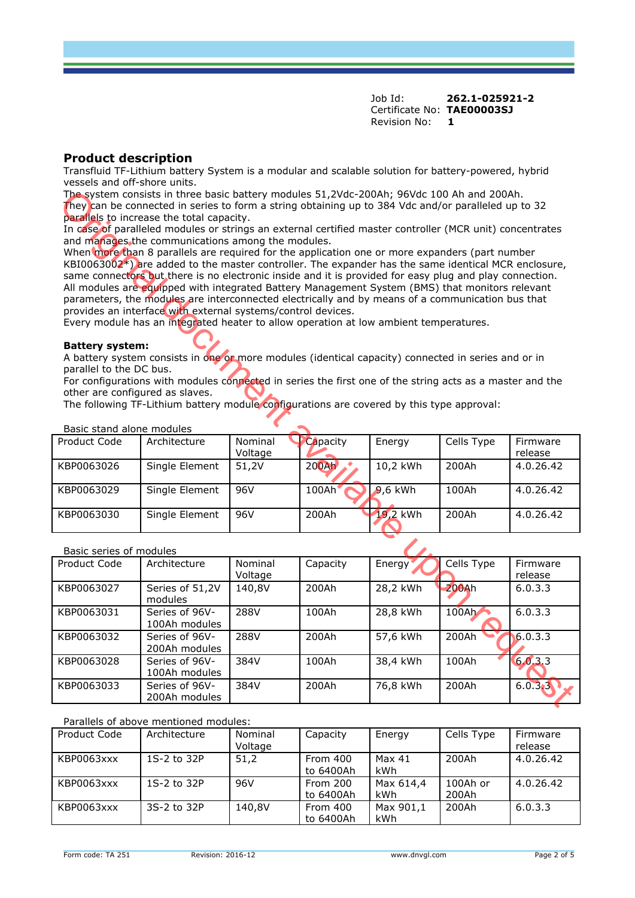Job Id: **262.1-025921-2**
Certificate No: **TAE00003SJ**
Revision No: **1**

## Product description

Transfluid TF-Lithium battery System is a modular and scalable solution for battery-powered, hybrid vessels and off-shore units.
The system consists in three basic battery modules 51,2Vdc-200Ah; 96Vdc 100 Ah and 200Ah.
They can be connected in series to form a string obtaining up to 384 Vdc and/or paralleled up to 32 parallels to increase the total capacity.
In case of paralleled modules or strings an external certified master controller (MCR unit) concentrates and manages the communications among the modules.
When more than 8 parallels are required for the application one or more expanders (part number KBI0063002*) are added to the master controller. The expander has the same identical MCR enclosure, same connectors but there is no electronic inside and it is provided for easy plug and play connection.
All modules are equipped with integrated Battery Management System (BMS) that monitors relevant parameters, the modules are interconnected electrically and by means of a communication bus that provides an interface with external systems/control devices.
Every module has an integrated heater to allow operation at low ambient temperatures.

**Battery system:**
A battery system consists in one or more modules (identical capacity) connected in series and or in parallel to the DC bus.
For configurations with modules connected in series the first one of the string acts as a master and the other are configured as slaves.
The following TF-Lithium battery module configurations are covered by this type approval:

Basic stand alone modules

| Product Code | Architecture | Nominal Voltage | Capacity | Energy | Cells Type | Firmware release |
|---|---|---|---|---|---|---|
| KBP0063026 | Single Element | 51,2V | 200Ah | 10,2 kWh | 200Ah | 4.0.26.42 |
| KBP0063029 | Single Element | 96V | 100Ah | 9,6 kWh | 100Ah | 4.0.26.42 |
| KBP0063030 | Single Element | 96V | 200Ah | 19,2 kWh | 200Ah | 4.0.26.42 |

Basic series of modules

| Product Code | Architecture | Nominal Voltage | Capacity | Energy | Cells Type | Firmware release |
|---|---|---|---|---|---|---|
| KBP0063027 | Series of 51,2V modules | 140,8V | 200Ah | 28,2 kWh | 200Ah | 6.0.3.3 |
| KBP0063031 | Series of 96V-100Ah modules | 288V | 100Ah | 28,8 kWh | 100Ah | 6.0.3.3 |
| KBP0063032 | Series of 96V-200Ah modules | 288V | 200Ah | 57,6 kWh | 200Ah | 6.0.3.3 |
| KBP0063028 | Series of 96V-100Ah modules | 384V | 100Ah | 38,4 kWh | 100Ah | 6.0.3.3 |
| KBP0063033 | Series of 96V-200Ah modules | 384V | 200Ah | 76,8 kWh | 200Ah | 6.0.3.3 |

Parallels of above mentioned modules:

| Product Code | Architecture | Nominal Voltage | Capacity | Energy | Cells Type | Firmware release |
|---|---|---|---|---|---|---|
| KBP0063xxx | 1S-2 to 32P | 51,2 | From 400 to 6400Ah | Max 41 kWh | 200Ah | 4.0.26.42 |
| KBP0063xxx | 1S-2 to 32P | 96V | From 200 to 6400Ah | Max 614,4 kWh | 100Ah or 200Ah | 4.0.26.42 |
| KBP0063xxx | 3S-2 to 32P | 140,8V | From 400 to 6400Ah | Max 901,1 kWh | 200Ah | 6.0.3.3 |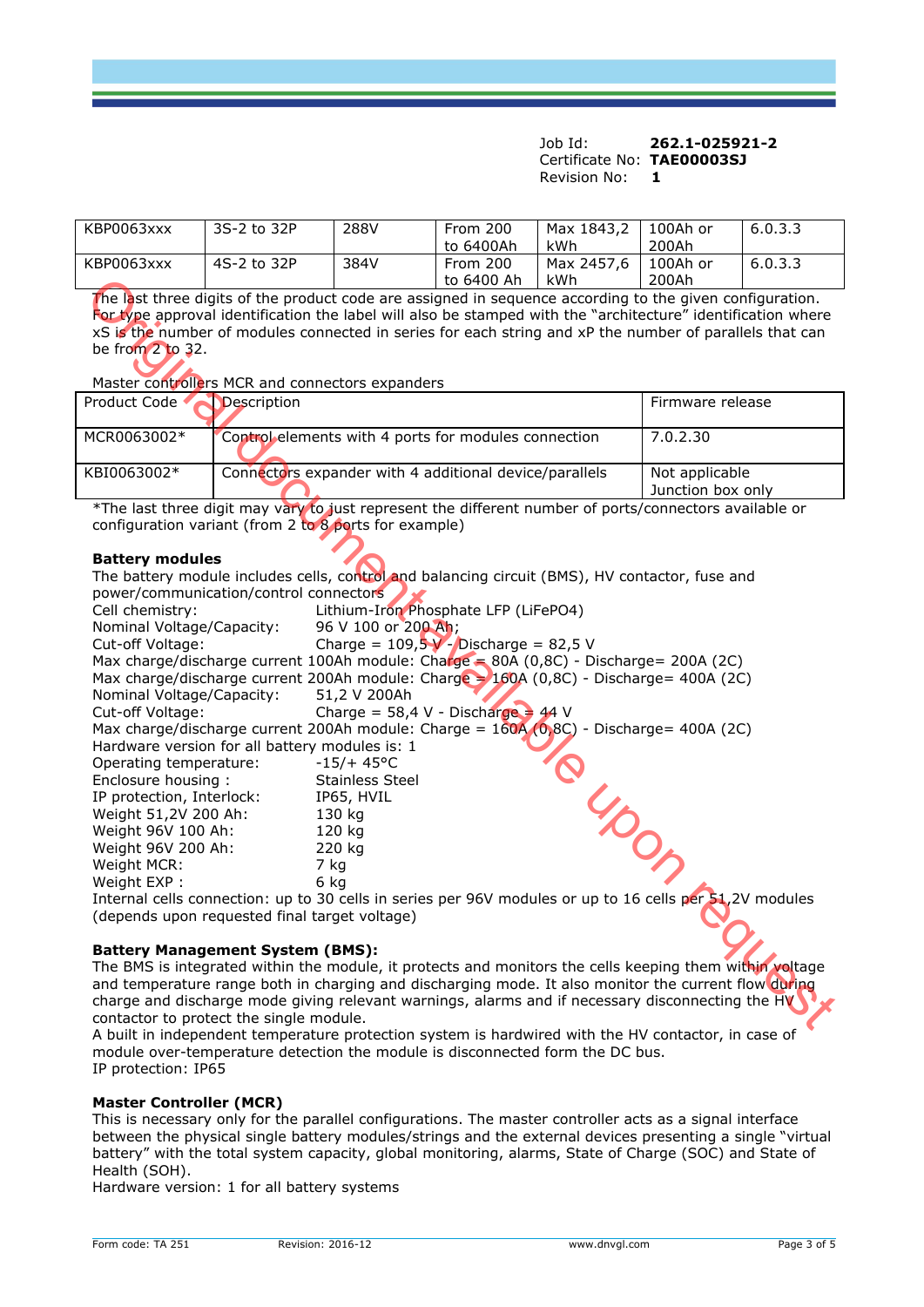Job Id: **262.1-025921-2**
Certificate No: **TAE00003SJ**
Revision No: **1**

| | | | | | | |
|---|---|---|---|---|---|---|
| KBP0063xxx | 3S-2 to 32P | 288V | From 200 to 6400Ah | Max 1843,2 kWh | 100Ah or 200Ah | 6.0.3.3 |
| KBP0063xxx | 4S-2 to 32P | 384V | From 200 to 6400 Ah | Max 2457,6 kWh | 100Ah or 200Ah | 6.0.3.3 |

The last three digits of the product code are assigned in sequence according to the given configuration. For type approval identification the label will also be stamped with the "architecture" identification where xS is the number of modules connected in series for each string and xP the number of parallels that can be from 2 to 32.

Master controllers MCR and connectors expanders

| Product Code | Description | Firmware release |
|---|---|---|
| MCR0063002* | Control elements with 4 ports for modules connection | 7.0.2.30 |
| KBI0063002* | Connectors expander with 4 additional device/parallels | Not applicable Junction box only |

*The last three digit may vary to just represent the different number of ports/connectors available or configuration variant (from 2 to 8 ports for example)

**Battery modules**

The battery module includes cells, control and balancing circuit (BMS), HV contactor, fuse and power/communication/control connectors

Cell chemistry: Lithium-Iron Phosphate LFP (LiFePO4)
Nominal Voltage/Capacity: 96 V 100 or 200 Ah;
Cut-off Voltage: Charge = 109,5 V - Discharge = 82,5 V
Max charge/discharge current 100Ah module: Charge = 80A (0,8C) - Discharge= 200A (2C)
Max charge/discharge current 200Ah module: Charge = 160A (0,8C) - Discharge= 400A (2C)
Nominal Voltage/Capacity: 51,2 V 200Ah
Cut-off Voltage: Charge = 58,4 V - Discharge = 44 V
Max charge/discharge current 200Ah module: Charge = 160A (0,8C) - Discharge= 400A (2C)
Hardware version for all battery modules is: 1
Operating temperature: -15/+ 45°C
Enclosure housing : Stainless Steel
IP protection, Interlock: IP65, HVIL
Weight 51,2V 200 Ah: 130 kg
Weight 96V 100 Ah: 120 kg
Weight 96V 200 Ah: 220 kg
Weight MCR: 7 kg
Weight EXP : 6 kg
Internal cells connection: up to 30 cells in series per 96V modules or up to 16 cells per 51,2V modules (depends upon requested final target voltage)

**Battery Management System (BMS):**

The BMS is integrated within the module, it protects and monitors the cells keeping them within voltage and temperature range both in charging and discharging mode. It also monitor the current flow during charge and discharge mode giving relevant warnings, alarms and if necessary disconnecting the HV contactor to protect the single module.
A built in independent temperature protection system is hardwired with the HV contactor, in case of module over-temperature detection the module is disconnected form the DC bus.
IP protection: IP65

**Master Controller (MCR)**

This is necessary only for the parallel configurations. The master controller acts as a signal interface between the physical single battery modules/strings and the external devices presenting a single "virtual battery" with the total system capacity, global monitoring, alarms, State of Charge (SOC) and State of Health (SOH).
Hardware version: 1 for all battery systems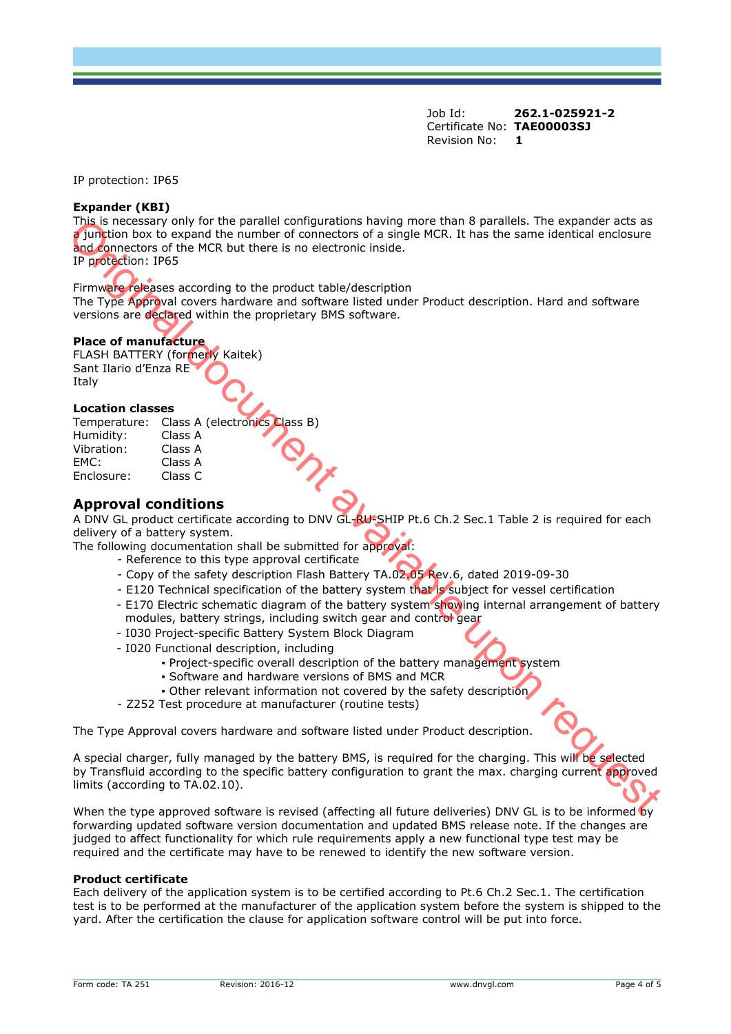Job Id: **262.1-025921-2**
Certificate No: **TAE00003SJ**
Revision No: **1**

IP protection: IP65

**Expander (KBI)**
This is necessary only for the parallel configurations having more than 8 parallels. The expander acts as a junction box to expand the number of connectors of a single MCR. It has the same identical enclosure and connectors of the MCR but there is no electronic inside.
IP protection: IP65

Firmware releases according to the product table/description
The Type Approval covers hardware and software listed under Product description. Hard and software versions are declared within the proprietary BMS software.

**Place of manufacture**
FLASH BATTERY (formerly Kaitek)
Sant Ilario d'Enza RE
Italy

**Location classes**

| | |
|---|---|
| Temperature: | Class A (electronics Class B) |
| Humidity: | Class A |
| Vibration: | Class A |
| EMC: | Class A |
| Enclosure: | Class C |

## Approval conditions

A DNV GL product certificate according to DNV GL-RU-SHIP Pt.6 Ch.2 Sec.1 Table 2 is required for each delivery of a battery system.
The following documentation shall be submitted for approval:

- Reference to this type approval certificate
- Copy of the safety description Flash Battery TA.02.05 Rev.6, dated 2019-09-30
- E120 Technical specification of the battery system that is subject for vessel certification
- E170 Electric schematic diagram of the battery system showing internal arrangement of battery modules, battery strings, including switch gear and control gear
- I030 Project-specific Battery System Block Diagram
- I020 Functional description, including
  - Project-specific overall description of the battery management system
  - Software and hardware versions of BMS and MCR
  - Other relevant information not covered by the safety description
- Z252 Test procedure at manufacturer (routine tests)

The Type Approval covers hardware and software listed under Product description.

A special charger, fully managed by the battery BMS, is required for the charging. This will be selected by Transfluid according to the specific battery configuration to grant the max. charging current approved limits (according to TA.02.10).

When the type approved software is revised (affecting all future deliveries) DNV GL is to be informed by forwarding updated software version documentation and updated BMS release note. If the changes are judged to affect functionality for which rule requirements apply a new functional type test may be required and the certificate may have to be renewed to identify the new software version.

**Product certificate**
Each delivery of the application system is to be certified according to Pt.6 Ch.2 Sec.1. The certification test is to be performed at the manufacturer of the application system before the system is shipped to the yard. After the certification the clause for application software control will be put into force.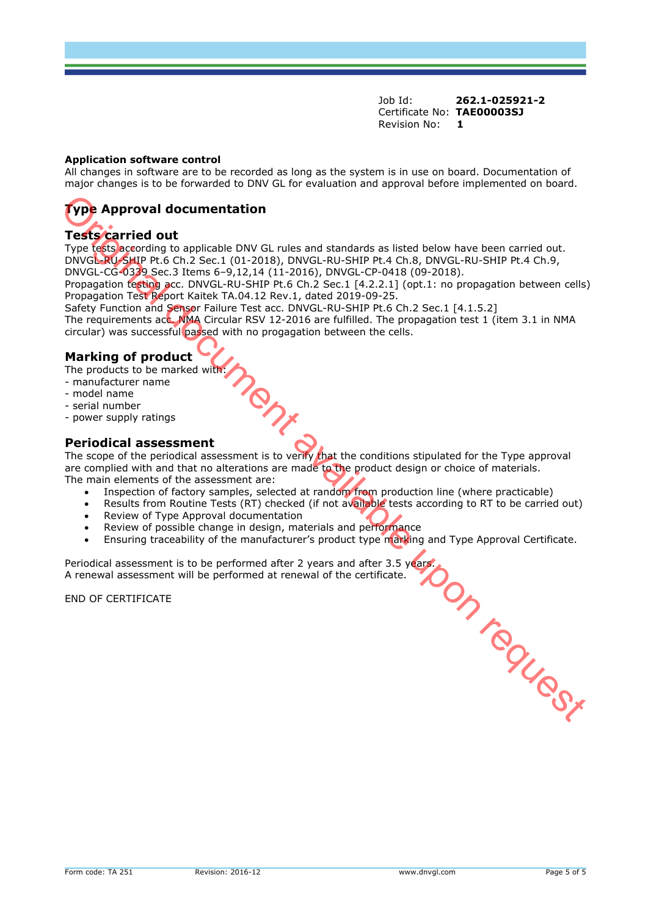Job Id: **262.1-025921-2**
Certificate No: **TAE00003SJ**
Revision No: **1**

**Application software control**
All changes in software are to be recorded as long as the system is in use on board. Documentation of major changes is to be forwarded to DNV GL for evaluation and approval before implemented on board.

# Type Approval documentation

## Tests carried out

Type tests according to applicable DNV GL rules and standards as listed below have been carried out.
DNVGL-RU-SHIP Pt.6 Ch.2 Sec.1 (01-2018), DNVGL-RU-SHIP Pt.4 Ch.8, DNVGL-RU-SHIP Pt.4 Ch.9, DNVGL-CG-0339 Sec.3 Items 6–9,12,14 (11-2016), DNVGL-CP-0418 (09-2018).
Propagation testing acc. DNVGL-RU-SHIP Pt.6 Ch.2 Sec.1 [4.2.2.1] (opt.1: no propagation between cells)
Propagation Test Report Kaitek TA.04.12 Rev.1, dated 2019-09-25.
Safety Function and Sensor Failure Test acc. DNVGL-RU-SHIP Pt.6 Ch.2 Sec.1 [4.1.5.2]
The requirements acc. NMA Circular RSV 12-2016 are fulfilled. The propagation test 1 (item 3.1 in NMA circular) was successful passed with no progagation between the cells.

## Marking of product

The products to be marked with:
- manufacturer name
- model name
- serial number
- power supply ratings

## Periodical assessment

The scope of the periodical assessment is to verify that the conditions stipulated for the Type approval are complied with and that no alterations are made to the product design or choice of materials.
The main elements of the assessment are:

- Inspection of factory samples, selected at random from production line (where practicable)
- Results from Routine Tests (RT) checked (if not available tests according to RT to be carried out)
- Review of Type Approval documentation
- Review of possible change in design, materials and performance
- Ensuring traceability of the manufacturer's product type marking and Type Approval Certificate.

Periodical assessment is to be performed after 2 years and after 3.5 years.
A renewal assessment will be performed at renewal of the certificate.

END OF CERTIFICATE

Original document available upon request